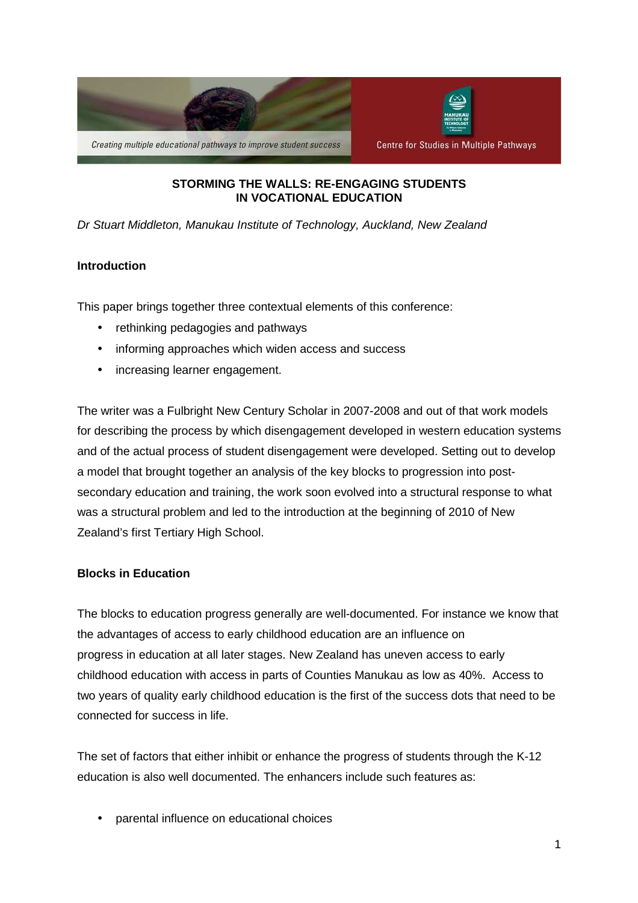# STORMING THE WALLS: RE-ENGAGING STUDENTS IN VOCATIONAL EDUCATION

*Dr Stuart Middleton, Manukau Institute of Technology, Auckland, New Zealand*

## Introduction

This paper brings together three contextual elements of this conference:

- rethinking pedagogies and pathways
- informing approaches which widen access and success
- increasing learner engagement.

The writer was a Fulbright New Century Scholar in 2007-2008 and out of that work models for describing the process by which disengagement developed in western education systems and of the actual process of student disengagement were developed. Setting out to develop a model that brought together an analysis of the key blocks to progression into post-secondary education and training, the work soon evolved into a structural response to what was a structural problem and led to the introduction at the beginning of 2010 of New Zealand's first Tertiary High School.

## Blocks in Education

The blocks to education progress generally are well-documented. For instance we know that the advantages of access to early childhood education are an influence on progress in education at all later stages. New Zealand has uneven access to early childhood education with access in parts of Counties Manukau as low as 40%. Access to two years of quality early childhood education is the first of the success dots that need to be connected for success in life.

The set of factors that either inhibit or enhance the progress of students through the K-12 education is also well documented. The enhancers include such features as:

- parental influence on educational choices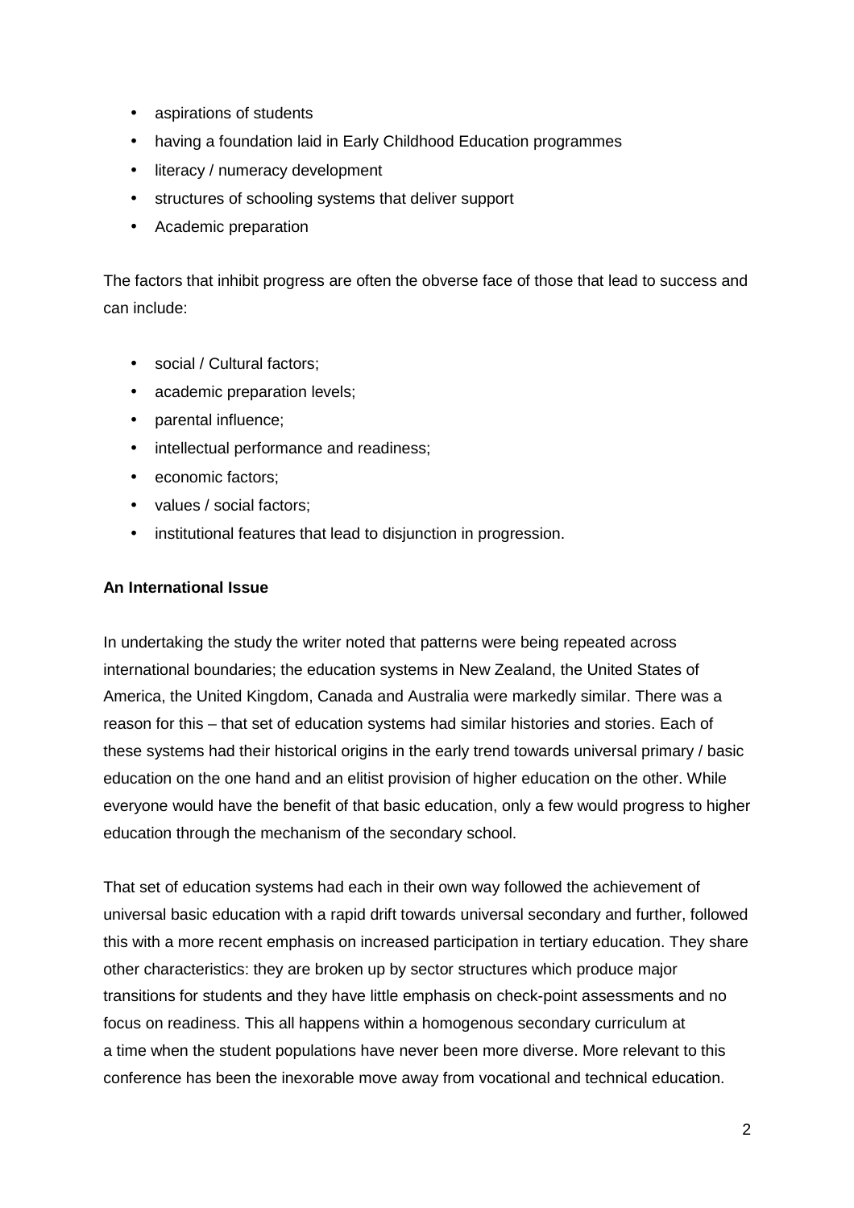- aspirations of students
- having a foundation laid in Early Childhood Education programmes
- literacy / numeracy development
- structures of schooling systems that deliver support
- Academic preparation

The factors that inhibit progress are often the obverse face of those that lead to success and can include:

- social / Cultural factors;
- academic preparation levels;
- parental influence;
- intellectual performance and readiness;
- economic factors;
- values / social factors;
- institutional features that lead to disjunction in progression.

**An International Issue**

In undertaking the study the writer noted that patterns were being repeated across international boundaries; the education systems in New Zealand, the United States of America, the United Kingdom, Canada and Australia were markedly similar. There was a reason for this – that set of education systems had similar histories and stories. Each of these systems had their historical origins in the early trend towards universal primary / basic education on the one hand and an elitist provision of higher education on the other. While everyone would have the benefit of that basic education, only a few would progress to higher education through the mechanism of the secondary school.

That set of education systems had each in their own way followed the achievement of universal basic education with a rapid drift towards universal secondary and further, followed this with a more recent emphasis on increased participation in tertiary education. They share other characteristics: they are broken up by sector structures which produce major transitions for students and they have little emphasis on check-point assessments and no focus on readiness. This all happens within a homogenous secondary curriculum at a time when the student populations have never been more diverse. More relevant to this conference has been the inexorable move away from vocational and technical education.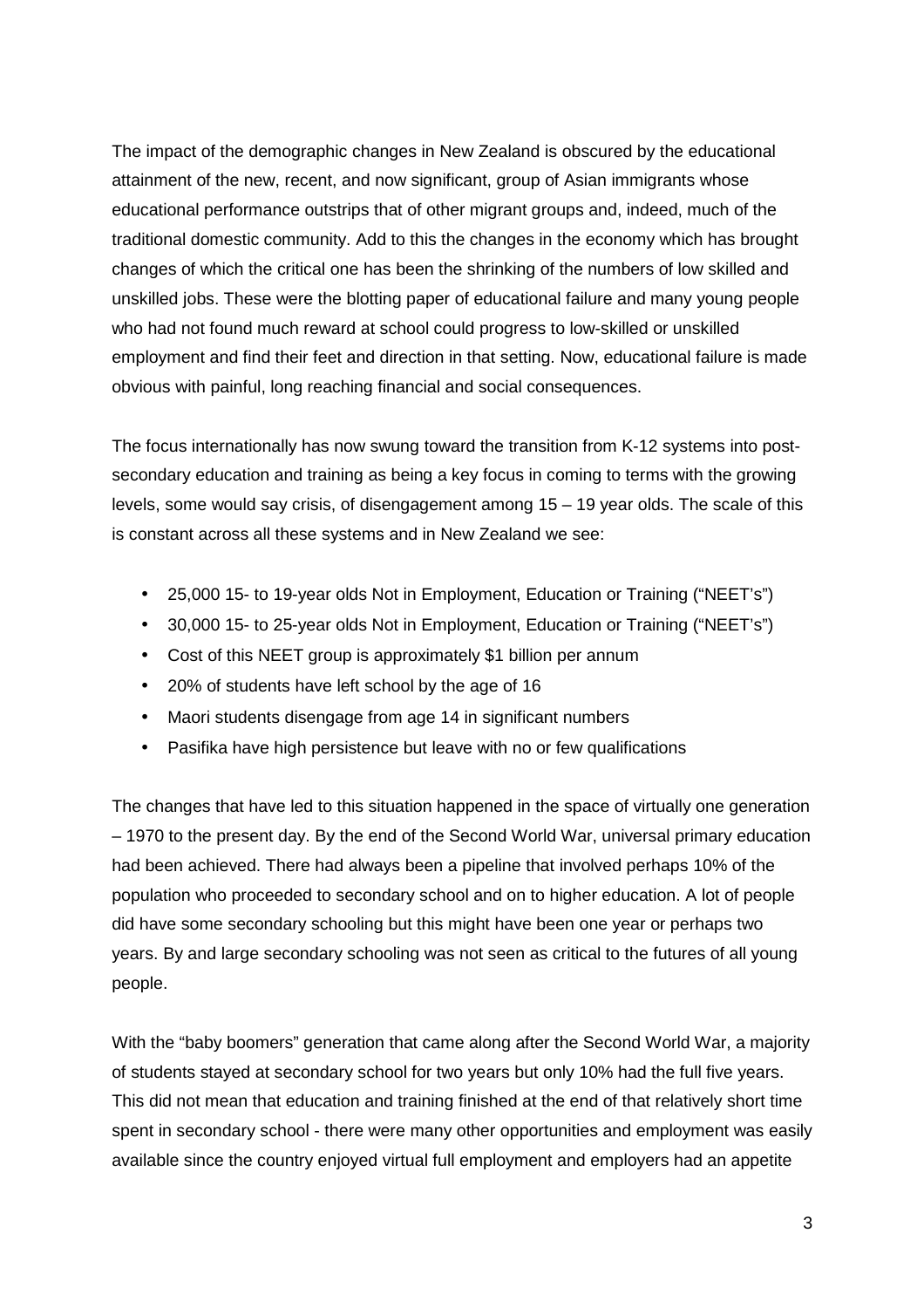The impact of the demographic changes in New Zealand is obscured by the educational attainment of the new, recent, and now significant, group of Asian immigrants whose educational performance outstrips that of other migrant groups and, indeed, much of the traditional domestic community. Add to this the changes in the economy which has brought changes of which the critical one has been the shrinking of the numbers of low skilled and unskilled jobs. These were the blotting paper of educational failure and many young people who had not found much reward at school could progress to low-skilled or unskilled employment and find their feet and direction in that setting. Now, educational failure is made obvious with painful, long reaching financial and social consequences.

The focus internationally has now swung toward the transition from K-12 systems into post-secondary education and training as being a key focus in coming to terms with the growing levels, some would say crisis, of disengagement among 15 – 19 year olds. The scale of this is constant across all these systems and in New Zealand we see:

- 25,000 15- to 19-year olds Not in Employment, Education or Training ("NEET's")
- 30,000 15- to 25-year olds Not in Employment, Education or Training ("NEET's")
- Cost of this NEET group is approximately $1 billion per annum
- 20% of students have left school by the age of 16
- Maori students disengage from age 14 in significant numbers
- Pasifika have high persistence but leave with no or few qualifications

The changes that have led to this situation happened in the space of virtually one generation – 1970 to the present day. By the end of the Second World War, universal primary education had been achieved. There had always been a pipeline that involved perhaps 10% of the population who proceeded to secondary school and on to higher education. A lot of people did have some secondary schooling but this might have been one year or perhaps two years. By and large secondary schooling was not seen as critical to the futures of all young people.

With the "baby boomers" generation that came along after the Second World War, a majority of students stayed at secondary school for two years but only 10% had the full five years. This did not mean that education and training finished at the end of that relatively short time spent in secondary school - there were many other opportunities and employment was easily available since the country enjoyed virtual full employment and employers had an appetite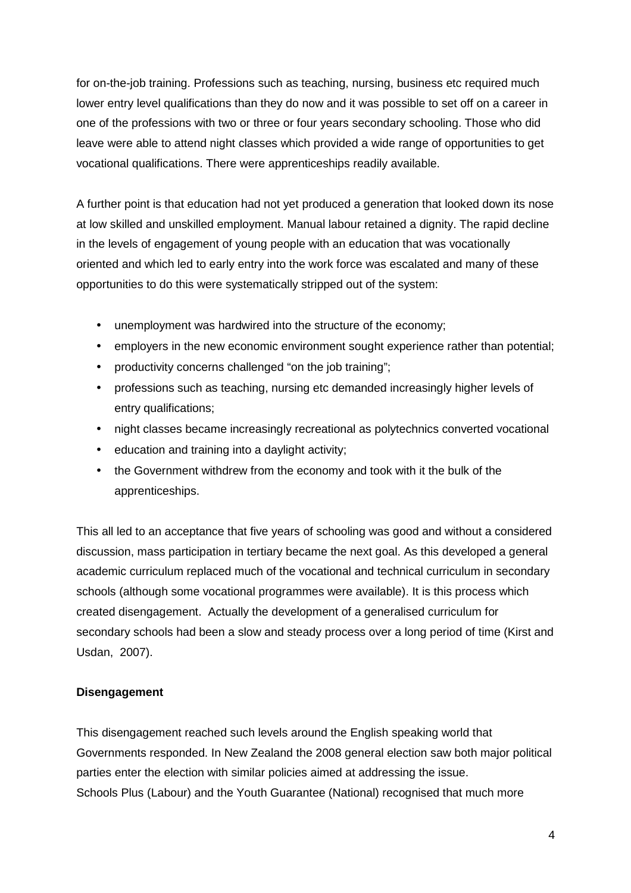for on-the-job training. Professions such as teaching, nursing, business etc required much lower entry level qualifications than they do now and it was possible to set off on a career in one of the professions with two or three or four years secondary schooling. Those who did leave were able to attend night classes which provided a wide range of opportunities to get vocational qualifications. There were apprenticeships readily available.

A further point is that education had not yet produced a generation that looked down its nose at low skilled and unskilled employment. Manual labour retained a dignity. The rapid decline in the levels of engagement of young people with an education that was vocationally oriented and which led to early entry into the work force was escalated and many of these opportunities to do this were systematically stripped out of the system:

- unemployment was hardwired into the structure of the economy;
- employers in the new economic environment sought experience rather than potential;
- productivity concerns challenged "on the job training";
- professions such as teaching, nursing etc demanded increasingly higher levels of entry qualifications;
- night classes became increasingly recreational as polytechnics converted vocational
- education and training into a daylight activity;
- the Government withdrew from the economy and took with it the bulk of the apprenticeships.

This all led to an acceptance that five years of schooling was good and without a considered discussion, mass participation in tertiary became the next goal. As this developed a general academic curriculum replaced much of the vocational and technical curriculum in secondary schools (although some vocational programmes were available). It is this process which created disengagement. Actually the development of a generalised curriculum for secondary schools had been a slow and steady process over a long period of time (Kirst and Usdan, 2007).

**Disengagement**

This disengagement reached such levels around the English speaking world that Governments responded. In New Zealand the 2008 general election saw both major political parties enter the election with similar policies aimed at addressing the issue.
Schools Plus (Labour) and the Youth Guarantee (National) recognised that much more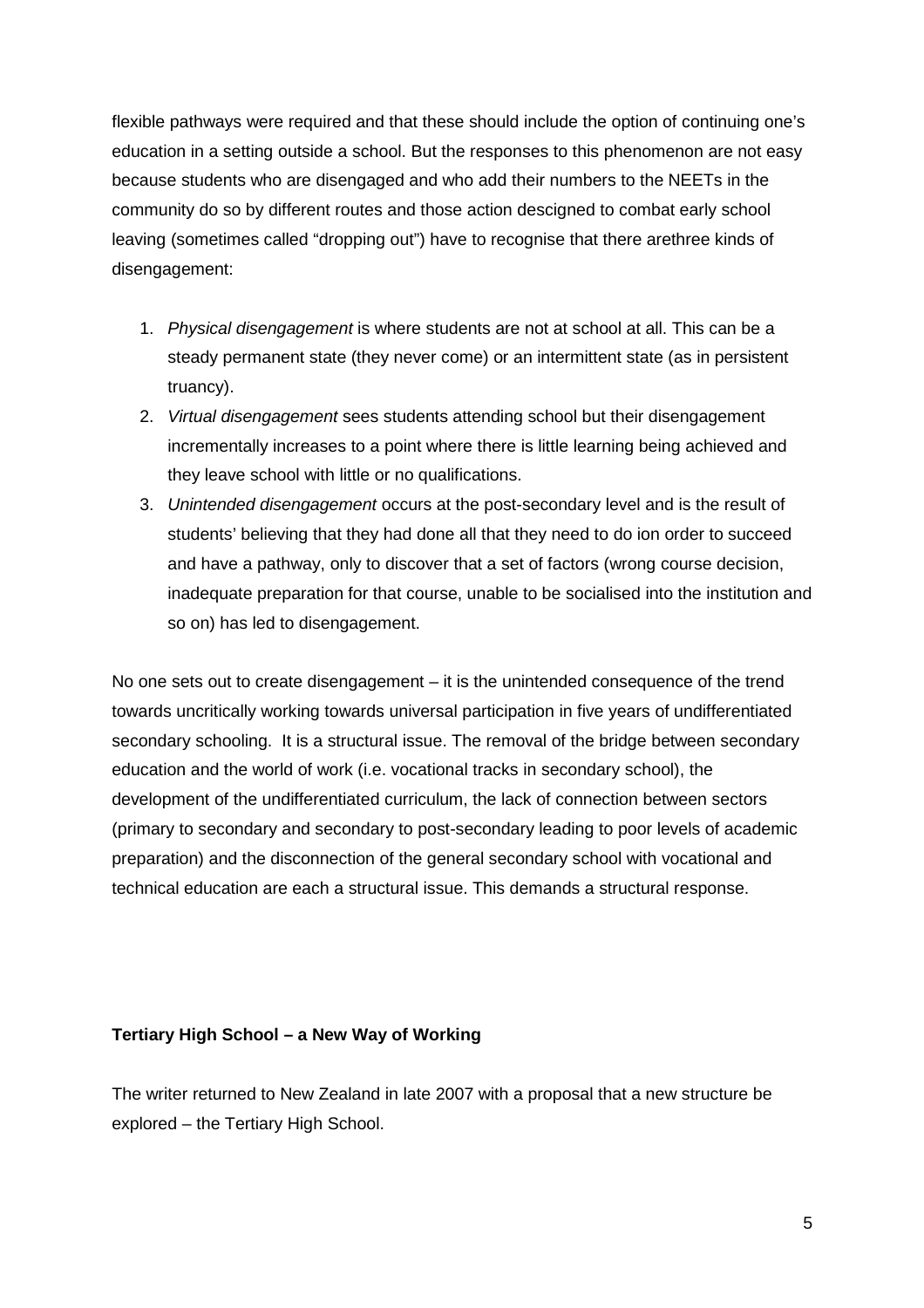flexible pathways were required and that these should include the option of continuing one's education in a setting outside a school. But the responses to this phenomenon are not easy because students who are disengaged and who add their numbers to the NEETs in the community do so by different routes and those action descigned to combat early school leaving (sometimes called "dropping out") have to recognise that there arethree kinds of disengagement:

1. *Physical disengagement* is where students are not at school at all. This can be a steady permanent state (they never come) or an intermittent state (as in persistent truancy).
2. *Virtual disengagement* sees students attending school but their disengagement incrementally increases to a point where there is little learning being achieved and they leave school with little or no qualifications.
3. *Unintended disengagement* occurs at the post-secondary level and is the result of students' believing that they had done all that they need to do ion order to succeed and have a pathway, only to discover that a set of factors (wrong course decision, inadequate preparation for that course, unable to be socialised into the institution and so on) has led to disengagement.

No one sets out to create disengagement – it is the unintended consequence of the trend towards uncritically working towards universal participation in five years of undifferentiated secondary schooling. It is a structural issue. The removal of the bridge between secondary education and the world of work (i.e. vocational tracks in secondary school), the development of the undifferentiated curriculum, the lack of connection between sectors (primary to secondary and secondary to post-secondary leading to poor levels of academic preparation) and the disconnection of the general secondary school with vocational and technical education are each a structural issue. This demands a structural response.

**Tertiary High School – a New Way of Working**

The writer returned to New Zealand in late 2007 with a proposal that a new structure be explored – the Tertiary High School.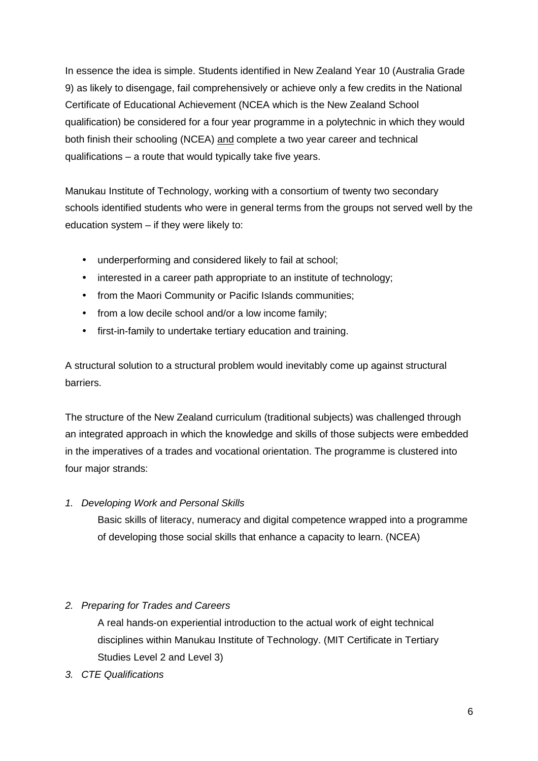In essence the idea is simple. Students identified in New Zealand Year 10 (Australia Grade 9) as likely to disengage, fail comprehensively or achieve only a few credits in the National Certificate of Educational Achievement (NCEA which is the New Zealand School qualification) be considered for a four year programme in a polytechnic in which they would both finish their schooling (NCEA) <u>and</u> complete a two year career and technical qualifications – a route that would typically take five years.

Manukau Institute of Technology, working with a consortium of twenty two secondary schools identified students who were in general terms from the groups not served well by the education system – if they were likely to:

- underperforming and considered likely to fail at school;
- interested in a career path appropriate to an institute of technology;
- from the Maori Community or Pacific Islands communities;
- from a low decile school and/or a low income family;
- first-in-family to undertake tertiary education and training.

A structural solution to a structural problem would inevitably come up against structural barriers.

The structure of the New Zealand curriculum (traditional subjects) was challenged through an integrated approach in which the knowledge and skills of those subjects were embedded in the imperatives of a trades and vocational orientation. The programme is clustered into four major strands:

1. *Developing Work and Personal Skills*

   Basic skills of literacy, numeracy and digital competence wrapped into a programme of developing those social skills that enhance a capacity to learn. (NCEA)

2. *Preparing for Trades and Careers*

   A real hands-on experiential introduction to the actual work of eight technical disciplines within Manukau Institute of Technology. (MIT Certificate in Tertiary Studies Level 2 and Level 3)

3. *CTE Qualifications*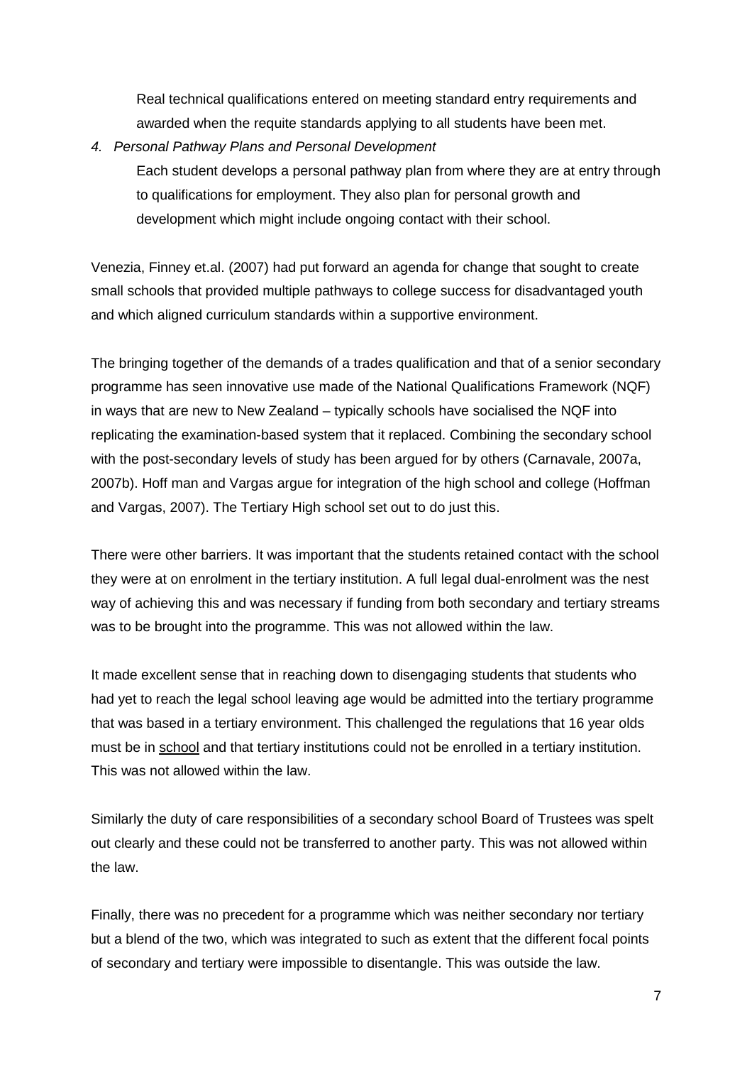Real technical qualifications entered on meeting standard entry requirements and awarded when the requite standards applying to all students have been met.

4. *Personal Pathway Plans and Personal Development*

   Each student develops a personal pathway plan from where they are at entry through to qualifications for employment. They also plan for personal growth and development which might include ongoing contact with their school.

Venezia, Finney et.al. (2007) had put forward an agenda for change that sought to create small schools that provided multiple pathways to college success for disadvantaged youth and which aligned curriculum standards within a supportive environment.

The bringing together of the demands of a trades qualification and that of a senior secondary programme has seen innovative use made of the National Qualifications Framework (NQF) in ways that are new to New Zealand – typically schools have socialised the NQF into replicating the examination-based system that it replaced. Combining the secondary school with the post-secondary levels of study has been argued for by others (Carnavale, 2007a, 2007b). Hoff man and Vargas argue for integration of the high school and college (Hoffman and Vargas, 2007). The Tertiary High school set out to do just this.

There were other barriers. It was important that the students retained contact with the school they were at on enrolment in the tertiary institution. A full legal dual-enrolment was the nest way of achieving this and was necessary if funding from both secondary and tertiary streams was to be brought into the programme. This was not allowed within the law.

It made excellent sense that in reaching down to disengaging students that students who had yet to reach the legal school leaving age would be admitted into the tertiary programme that was based in a tertiary environment. This challenged the regulations that 16 year olds must be in <u>school</u> and that tertiary institutions could not be enrolled in a tertiary institution. This was not allowed within the law.

Similarly the duty of care responsibilities of a secondary school Board of Trustees was spelt out clearly and these could not be transferred to another party. This was not allowed within the law.

Finally, there was no precedent for a programme which was neither secondary nor tertiary but a blend of the two, which was integrated to such as extent that the different focal points of secondary and tertiary were impossible to disentangle. This was outside the law.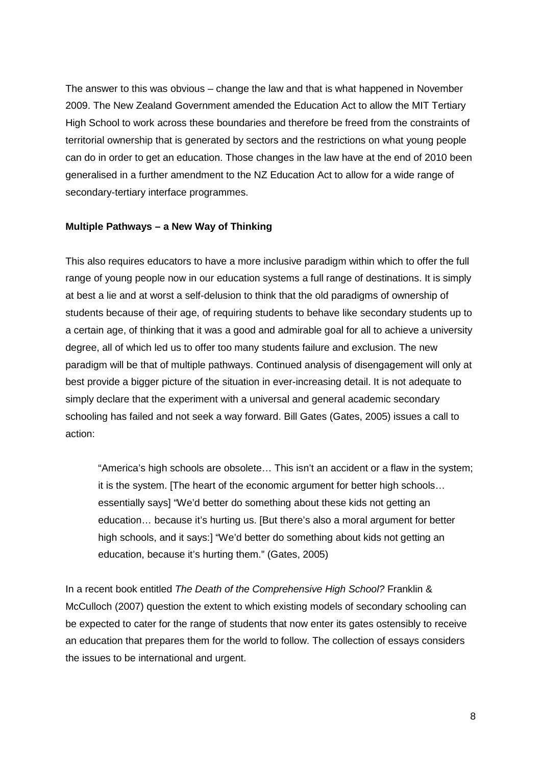The answer to this was obvious – change the law and that is what happened in November 2009. The New Zealand Government amended the Education Act to allow the MIT Tertiary High School to work across these boundaries and therefore be freed from the constraints of territorial ownership that is generated by sectors and the restrictions on what young people can do in order to get an education. Those changes in the law have at the end of 2010 been generalised in a further amendment to the NZ Education Act to allow for a wide range of secondary-tertiary interface programmes.

**Multiple Pathways – a New Way of Thinking**

This also requires educators to have a more inclusive paradigm within which to offer the full range of young people now in our education systems a full range of destinations. It is simply at best a lie and at worst a self-delusion to think that the old paradigms of ownership of students because of their age, of requiring students to behave like secondary students up to a certain age, of thinking that it was a good and admirable goal for all to achieve a university degree, all of which led us to offer too many students failure and exclusion. The new paradigm will be that of multiple pathways. Continued analysis of disengagement will only at best provide a bigger picture of the situation in ever-increasing detail. It is not adequate to simply declare that the experiment with a universal and general academic secondary schooling has failed and not seek a way forward. Bill Gates (Gates, 2005) issues a call to action:

> "America's high schools are obsolete… This isn't an accident or a flaw in the system; it is the system. [The heart of the economic argument for better high schools… essentially says] "We'd better do something about these kids not getting an education… because it's hurting us. [But there's also a moral argument for better high schools, and it says:] "We'd better do something about kids not getting an education, because it's hurting them." (Gates, 2005)

In a recent book entitled *The Death of the Comprehensive High School?* Franklin & McCulloch (2007) question the extent to which existing models of secondary schooling can be expected to cater for the range of students that now enter its gates ostensibly to receive an education that prepares them for the world to follow. The collection of essays considers the issues to be international and urgent.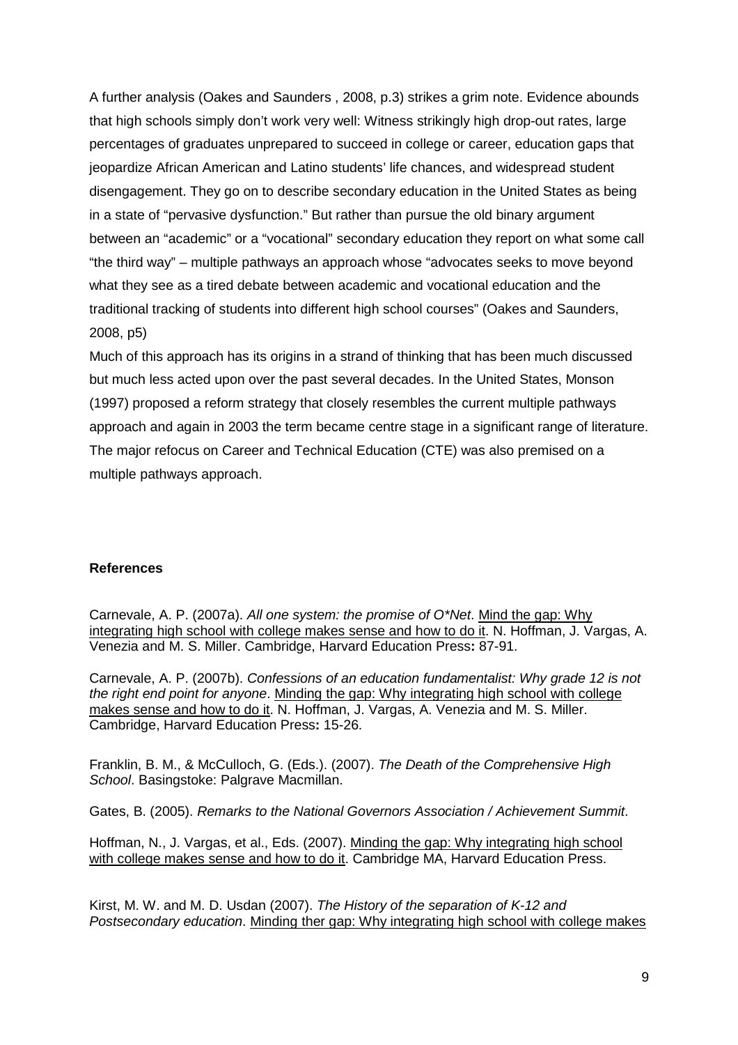A further analysis (Oakes and Saunders , 2008, p.3) strikes a grim note. Evidence abounds that high schools simply don't work very well: Witness strikingly high drop-out rates, large percentages of graduates unprepared to succeed in college or career, education gaps that jeopardize African American and Latino students' life chances, and widespread student disengagement. They go on to describe secondary education in the United States as being in a state of "pervasive dysfunction." But rather than pursue the old binary argument between an "academic" or a "vocational" secondary education they report on what some call "the third way" – multiple pathways an approach whose "advocates seeks to move beyond what they see as a tired debate between academic and vocational education and the traditional tracking of students into different high school courses" (Oakes and Saunders, 2008, p5)

Much of this approach has its origins in a strand of thinking that has been much discussed but much less acted upon over the past several decades. In the United States, Monson (1997) proposed a reform strategy that closely resembles the current multiple pathways approach and again in 2003 the term became centre stage in a significant range of literature. The major refocus on Career and Technical Education (CTE) was also premised on a multiple pathways approach.

**References**

Carnevale, A. P. (2007a). *All one system: the promise of O*Net*. Mind the gap: Why integrating high school with college makes sense and how to do it. N. Hoffman, J. Vargas, A. Venezia and M. S. Miller. Cambridge, Harvard Education Press**:** 87-91.

Carnevale, A. P. (2007b). *Confessions of an education fundamentalist: Why grade 12 is not the right end point for anyone*. Minding the gap: Why integrating high school with college makes sense and how to do it. N. Hoffman, J. Vargas, A. Venezia and M. S. Miller. Cambridge, Harvard Education Press**:** 15-26.

Franklin, B. M., & McCulloch, G. (Eds.). (2007). *The Death of the Comprehensive High School*. Basingstoke: Palgrave Macmillan.

Gates, B. (2005). *Remarks to the National Governors Association / Achievement Summit*.

Hoffman, N., J. Vargas, et al., Eds. (2007). Minding the gap: Why integrating high school with college makes sense and how to do it. Cambridge MA, Harvard Education Press.

Kirst, M. W. and M. D. Usdan (2007). *The History of the separation of K-12 and Postsecondary education*. Minding ther gap: Why integrating high school with college makes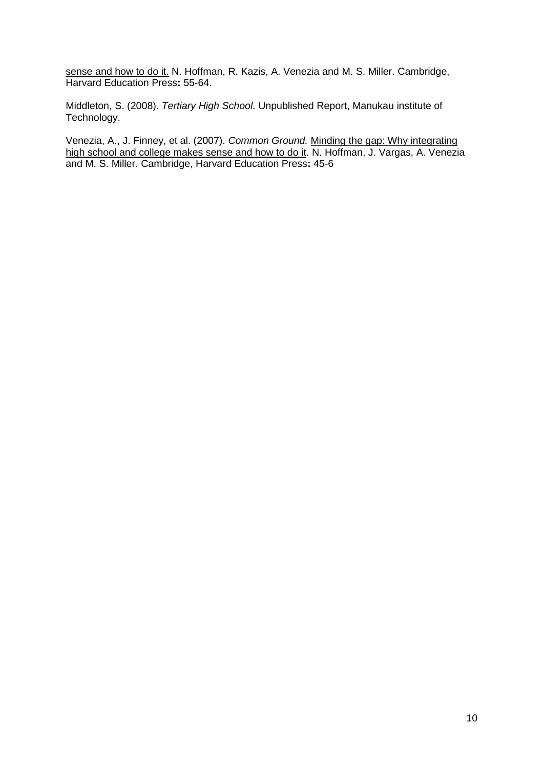sense and how to do it. N. Hoffman, R. Kazis, A. Venezia and M. S. Miller. Cambridge, Harvard Education Press**:** 55-64.

Middleton, S. (2008). *Tertiary High School*. Unpublished Report, Manukau institute of Technology.

Venezia, A., J. Finney, et al. (2007). *Common Ground.* Minding the gap: Why integrating high school and college makes sense and how to do it. N. Hoffman, J. Vargas, A. Venezia and M. S. Miller. Cambridge, Harvard Education Press**:** 45-6